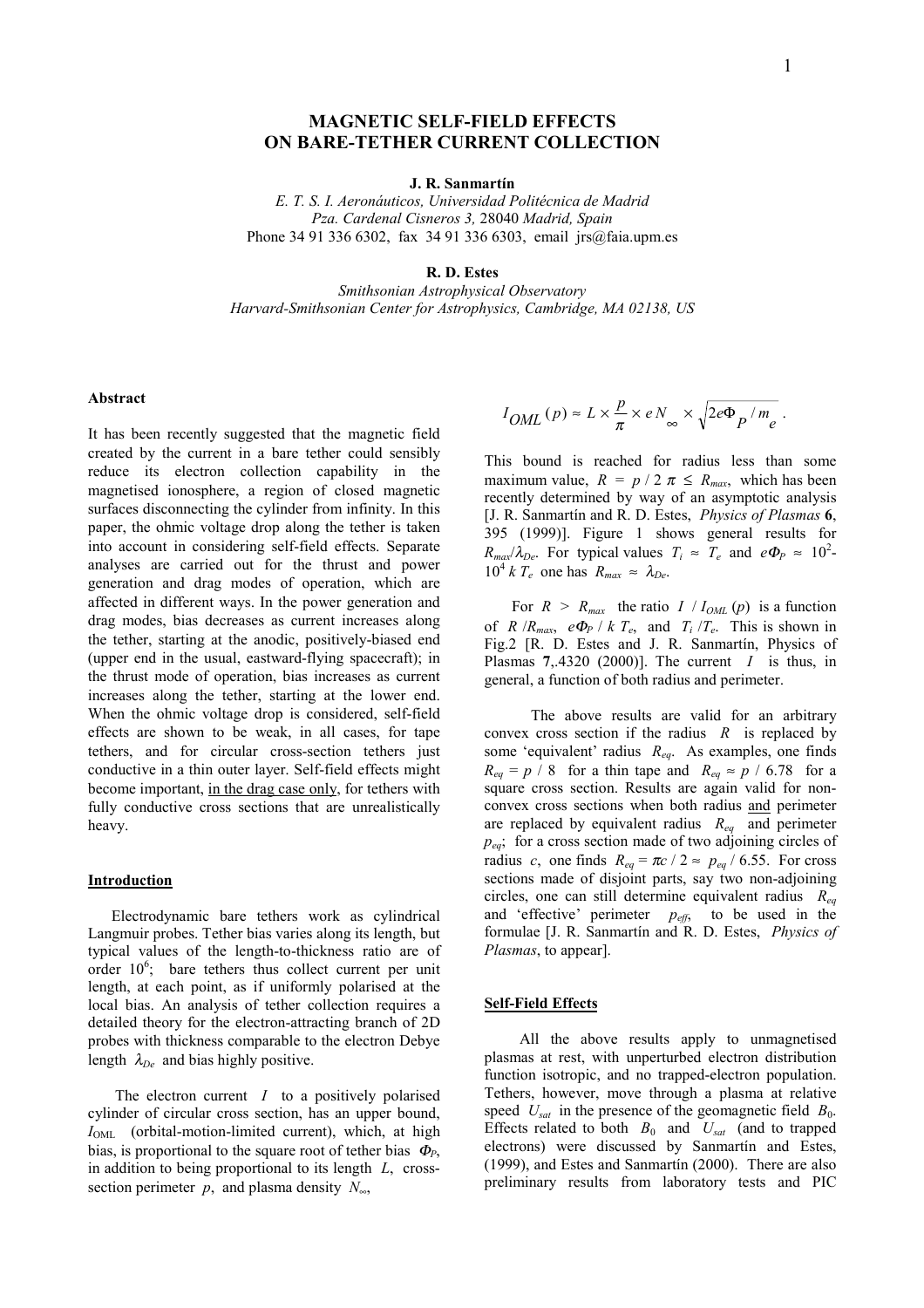# MAGNETIC SELF-FIELD EFFECTS ON BARE-TETHER CURRENT COLLECTION

**J. R. Sanmartín**

*E. T. S. I. Aeronáuticos, Universidad Politécnica de Madrid*
*Pza. Cardenal Cisneros 3, 28040 Madrid, Spain*
Phone 34 91 336 6302, fax 34 91 336 6303, email jrs@faia.upm.es

**R. D. Estes**

*Smithsonian Astrophysical Observatory*
*Harvard-Smithsonian Center for Astrophysics, Cambridge, MA 02138, US*

### Abstract

It has been recently suggested that the magnetic field created by the current in a bare tether could sensibly reduce its electron collection capability in the magnetised ionosphere, a region of closed magnetic surfaces disconnecting the cylinder from infinity. In this paper, the ohmic voltage drop along the tether is taken into account in considering self-field effects. Separate analyses are carried out for the thrust and power generation and drag modes of operation, which are affected in different ways. In the power generation and drag modes, bias decreases as current increases along the tether, starting at the anodic, positively-biased end (upper end in the usual, eastward-flying spacecraft); in the thrust mode of operation, bias increases as current increases along the tether, starting at the lower end. When the ohmic voltage drop is considered, self-field effects are shown to be weak, in all cases, for tape tethers, and for circular cross-section tethers just conductive in a thin outer layer. Self-field effects might become important, in the drag case only, for tethers with fully conductive cross sections that are unrealistically heavy.

### Introduction

Electrodynamic bare tethers work as cylindrical Langmuir probes. Tether bias varies along its length, but typical values of the length-to-thickness ratio are of order $10^6$; bare tethers thus collect current per unit length, at each point, as if uniformly polarised at the local bias. An analysis of tether collection requires a detailed theory for the electron-attracting branch of 2D probes with thickness comparable to the electron Debye length $\lambda_{De}$ and bias highly positive.

The electron current $I$ to a positively polarised cylinder of circular cross section, has an upper bound, $I_{OML}$ (orbital-motion-limited current), which, at high bias, is proportional to the square root of tether bias $\Phi_P$, in addition to being proportional to its length $L$, cross-section perimeter $p$, and plasma density $N_\infty$,

$$I_{OML}(p) \approx L \times \frac{p}{\pi} \times e N_\infty \times \sqrt{2e\Phi_P / m_e}\,.$$

This bound is reached for radius less than some maximum value, $R = p / 2\pi \leq R_{max}$, which has been recently determined by way of an asymptotic analysis [J. R. Sanmartín and R. D. Estes, *Physics of Plasmas* **6**, 395 (1999)]. Figure 1 shows general results for $R_{max}/\lambda_{De}$. For typical values $T_i \approx T_e$ and $e\Phi_P \approx 10^2$-$10^4\, k\, T_e$ one has $R_{max} \approx \lambda_{De}$.

For $R > R_{max}$ the ratio $I / I_{OML}(p)$ is a function of $R / R_{max}$, $e\Phi_P / k\, T_e$, and $T_i / T_e$. This is shown in Fig.2 [R. D. Estes and J. R. Sanmartín, Physics of Plasmas **7**,.4320 (2000)]. The current $I$ is thus, in general, a function of both radius and perimeter.

The above results are valid for an arbitrary convex cross section if the radius $R$ is replaced by some 'equivalent' radius $R_{eq}$. As examples, one finds $R_{eq} = p / 8$ for a thin tape and $R_{eq} \approx p / 6.78$ for a square cross section. Results are again valid for non-convex cross sections when both radius <u>and</u> perimeter are replaced by equivalent radius $R_{eq}$ and perimeter $p_{eq}$; for a cross section made of two adjoining circles of radius $c$, one finds $R_{eq} = \pi c / 2 \approx p_{eq} / 6.55$. For cross sections made of disjoint parts, say two non-adjoining circles, one can still determine equivalent radius $R_{eq}$ and 'effective' perimeter $p_{eff}$, to be used in the formulae [J. R. Sanmartín and R. D. Estes, *Physics of Plasmas*, to appear].

### Self-Field Effects

All the above results apply to unmagnetised plasmas at rest, with unperturbed electron distribution function isotropic, and no trapped-electron population. Tethers, however, move through a plasma at relative speed $U_{sat}$ in the presence of the geomagnetic field $B_0$. Effects related to both $B_0$ and $U_{sat}$ (and to trapped electrons) were discussed by Sanmartín and Estes, (1999), and Estes and Sanmartín (2000). There are also preliminary results from laboratory tests and PIC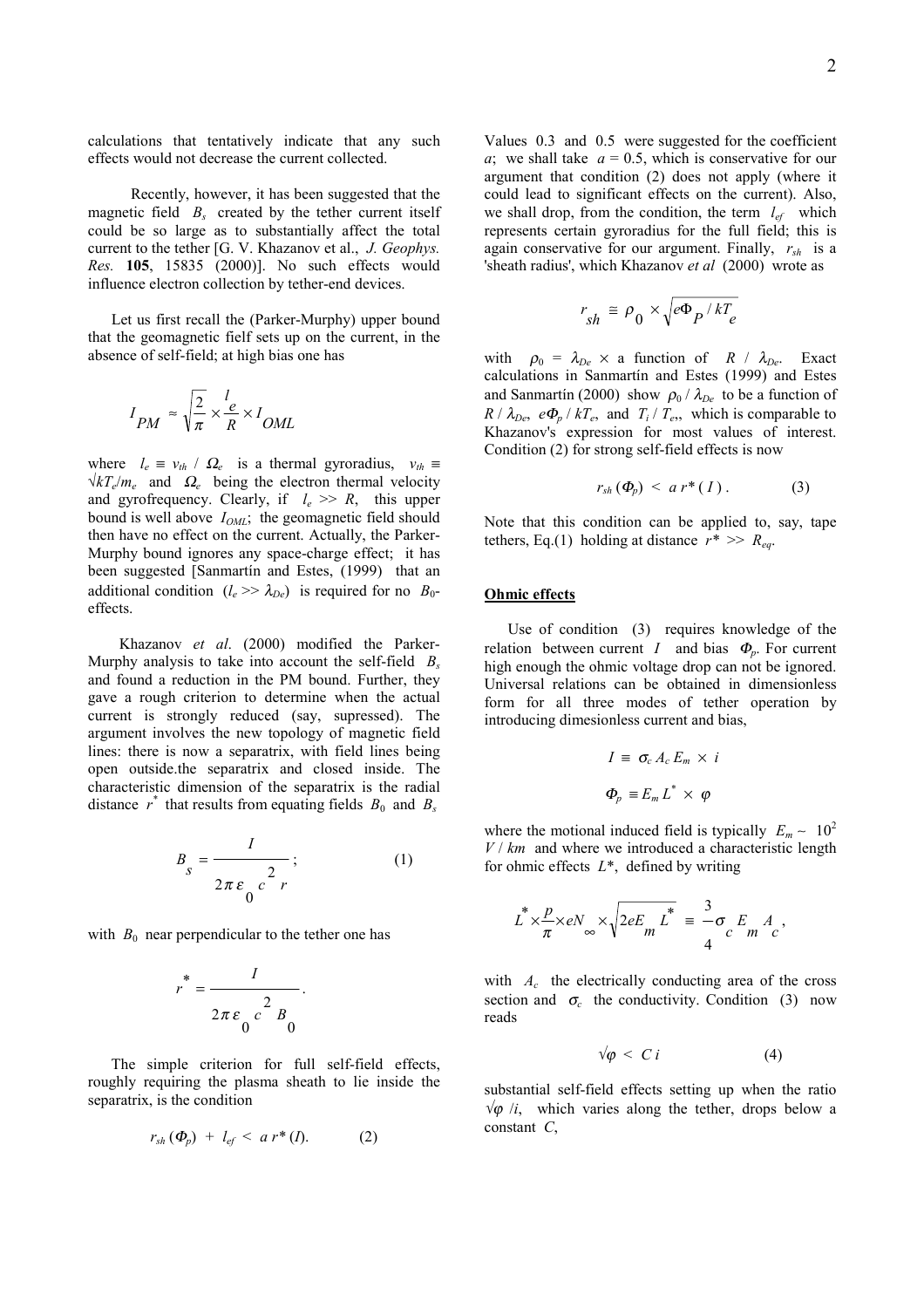calculations that tentatively indicate that any such effects would not decrease the current collected.

Recently, however, it has been suggested that the magnetic field $B_s$ created by the tether current itself could be so large as to substantially affect the total current to the tether [G. V. Khazanov et al., *J. Geophys. Res.* **105**, 15835 (2000)]. No such effects would influence electron collection by tether-end devices.

Let us first recall the (Parker-Murphy) upper bound that the geomagnetic fielf sets up on the current, in the absence of self-field; at high bias one has

$$I_{PM} \approx \sqrt{\frac{2}{\pi}} \times \frac{l_e}{R} \times I_{OML}$$

where $l_e \equiv v_{th} / \Omega_e$ is a thermal gyroradius, $v_{th} \equiv \sqrt{kT_e/m_e}$ and $\Omega_e$ being the electron thermal velocity and gyrofrequency. Clearly, if $l_e >> R$, this upper bound is well above $I_{OML}$; the geomagnetic field should then have no effect on the current. Actually, the Parker-Murphy bound ignores any space-charge effect; it has been suggested [Sanmartín and Estes, (1999) that an additional condition ($l_e >> \lambda_{De}$) is required for no $B_0$-effects.

Khazanov *et al*. (2000) modified the Parker-Murphy analysis to take into account the self-field $B_s$ and found a reduction in the PM bound. Further, they gave a rough criterion to determine when the actual current is strongly reduced (say, supressed). The argument involves the new topology of magnetic field lines: there is now a separatrix, with field lines being open outside.the separatrix and closed inside. The characteristic dimension of the separatrix is the radial distance $r^*$ that results from equating fields $B_0$ and $B_s$

$$B_s = \frac{I}{2\pi \varepsilon_0 c^2 r}; \qquad (1)$$

with $B_0$ near perpendicular to the tether one has

$$r^* = \frac{I}{2\pi \varepsilon_0 c^2 B_0}.$$

The simple criterion for full self-field effects, roughly requiring the plasma sheath to lie inside the separatrix, is the condition

$$r_{sh}(\Phi_p) + l_{ef} < a\, r^*(I). \qquad (2)$$

Values 0.3 and 0.5 were suggested for the coefficient $a$; we shall take $a = 0.5$, which is conservative for our argument that condition (2) does not apply (where it could lead to significant effects on the current). Also, we shall drop, from the condition, the term $l_{ef}$ which represents certain gyroradius for the full field; this is again conservative for our argument. Finally, $r_{sh}$ is a 'sheath radius', which Khazanov *et al* (2000) wrote as

$$r_{sh} \cong \rho_0 \times \sqrt{e\Phi_P / kT_e}$$

with $\rho_0 = \lambda_{De} \times$ a function of $R / \lambda_{De}$. Exact calculations in Sanmartín and Estes (1999) and Estes and Sanmartín (2000) show $\rho_0 / \lambda_{De}$ to be a function of $R / \lambda_{De}$, $e\Phi_p / kT_e$, and $T_i / T_e$, which is comparable to Khazanov's expression for most values of interest. Condition (2) for strong self-field effects is now

$$r_{sh}(\Phi_p) < a\, r^*(I). \qquad (3)$$

Note that this condition can be applied to, say, tape tethers, Eq.(1) holding at distance $r^* >> R_{eq}$.

## Ohmic effects

Use of condition (3) requires knowledge of the relation between current $I$ and bias $\Phi_p$. For current high enough the ohmic voltage drop can not be ignored. Universal relations can be obtained in dimensionless form for all three modes of tether operation by introducing dimesionless current and bias,

$$I \equiv \sigma_c A_c E_m \times i$$

$$\Phi_p \equiv E_m L^* \times \varphi$$

where the motional induced field is typically $E_m \sim 10^2$ $V / km$ and where we introduced a characteristic length for ohmic effects $L^*$, defined by writing

$$L^* \times \frac{p}{\pi} \times eN_\infty \times \sqrt{2eE_m L^*} \equiv \frac{3}{4} \sigma_c E_m A_c,$$

with $A_c$ the electrically conducting area of the cross section and $\sigma_c$ the conductivity. Condition (3) now reads

$$\sqrt{\varphi} < C\, i \qquad (4)$$

substantial self-field effects setting up when the ratio $\sqrt{\varphi} / i$, which varies along the tether, drops below a constant $C$,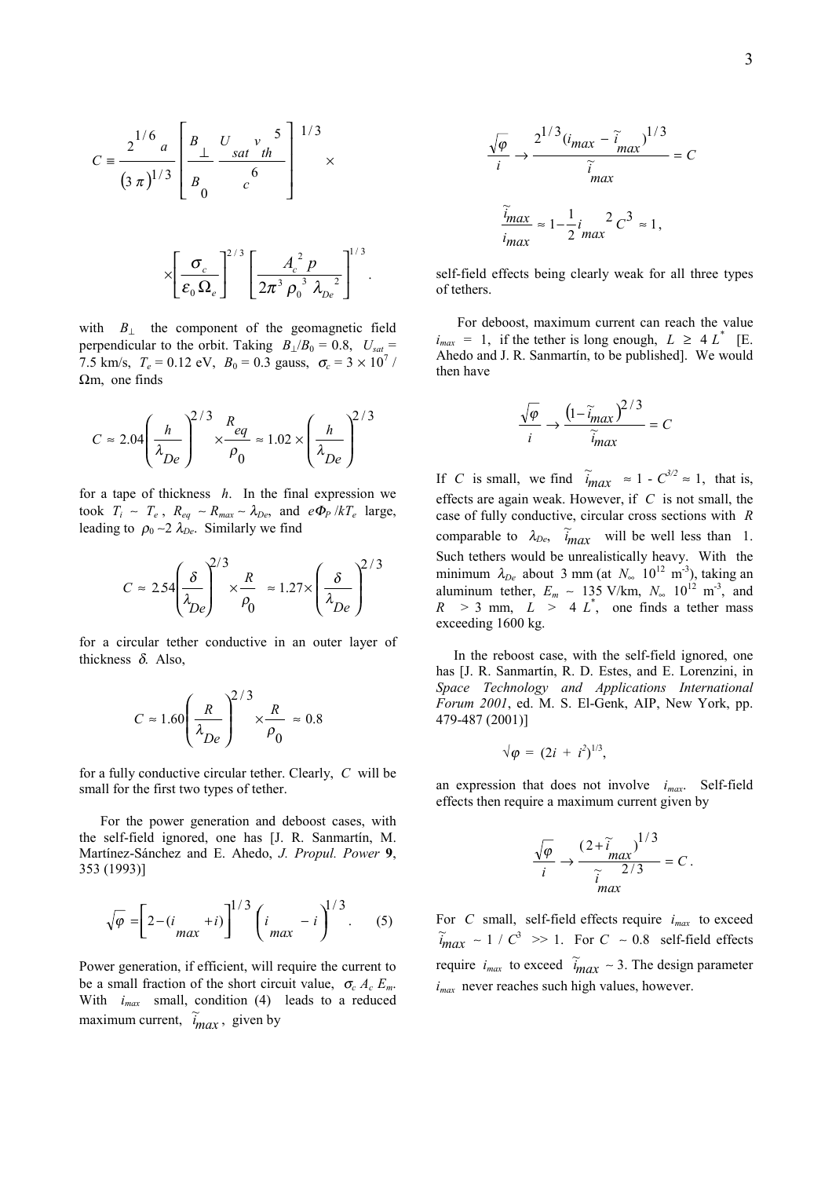$$C \equiv \frac{2^{1/6}\, a}{(3\,\pi)^{1/3}} \left[ \frac{B_\perp}{B_0} \frac{U_{sat}\, v_{th}^5}{c^6} \right]^{1/3} \times$$

$$\times \left[ \frac{\sigma_c}{\varepsilon_0\, \Omega_e} \right]^{2/3} \left[ \frac{A_c^2\, p}{2\pi^3\, \rho_0^3\, \lambda_{De}^2} \right]^{1/3} .$$

with $B_\perp$ the component of the geomagnetic field perpendicular to the orbit. Taking $B_\perp/B_0 = 0.8$, $U_{sat}$ = 7.5 km/s, $T_e$ = 0.12 eV, $B_0$ = 0.3 gauss, $\sigma_c = 3 \times 10^7$ / Ωm, one finds

$$C \approx 2.04 \left( \frac{h}{\lambda_{De}} \right)^{2/3} \times \frac{R_{eq}}{\rho_0} \approx 1.02 \times \left( \frac{h}{\lambda_{De}} \right)^{2/3}$$

for a tape of thickness $h$. In the final expression we took $T_i \sim T_e$, $R_{eq} \sim R_{max} \sim \lambda_{De}$, and $e\Phi_P/kT_e$ large, leading to $\rho_0 \sim 2\,\lambda_{De}$. Similarly we find

$$C \approx 2.54 \left( \frac{\delta}{\lambda_{De}} \right)^{2/3} \times \frac{R}{\rho_0} \approx 1.27 \times \left( \frac{\delta}{\lambda_{De}} \right)^{2/3}$$

for a circular tether conductive in an outer layer of thickness $\delta$. Also,

$$C \approx 1.60 \left( \frac{R}{\lambda_{De}} \right)^{2/3} \times \frac{R}{\rho_0} \approx 0.8$$

for a fully conductive circular tether. Clearly, $C$ will be small for the first two types of tether.

For the power generation and deboost cases, with the self-field ignored, one has [J. R. Sanmartín, M. Martínez-Sánchez and E. Ahedo, *J. Propul. Power* **9**, 353 (1993)]

$$\sqrt{\varphi} = \left[ 2 - (i_{max} + i) \right]^{1/3} \left( i_{max} - i \right)^{1/3} . \qquad (5)$$

Power generation, if efficient, will require the current to be a small fraction of the short circuit value, $\sigma_c\, A_c\, E_m$. With $i_{max}$ small, condition (4) leads to a reduced maximum current, $\tilde{i}_{max}$, given by

$$\frac{\sqrt{\varphi}}{i} \to \frac{2^{1/3} (i_{max} - \tilde{i}_{max})^{1/3}}{\tilde{i}_{max}} = C$$

$$\frac{\tilde{i}_{max}}{i_{max}} \approx 1 - \frac{1}{2} i_{max}^{\;2}\, C^3 \approx 1 ,$$

self-field effects being clearly weak for all three types of tethers.

For deboost, maximum current can reach the value $i_{max}$ = 1, if the tether is long enough, $L \geq 4\, L^*$ [E. Ahedo and J. R. Sanmartín, to be published]. We would then have

$$\frac{\sqrt{\varphi}}{i} \to \frac{\left(1 - \tilde{i}_{max}\right)^{2/3}}{\tilde{i}_{max}} = C$$

If $C$ is small, we find $\tilde{i}_{max} \approx 1 - C^{3/2} \approx 1$, that is, effects are again weak. However, if $C$ is not small, the case of fully conductive, circular cross sections with $R$ comparable to $\lambda_{De}$, $\tilde{i}_{max}$ will be well less than 1. Such tethers would be unrealistically heavy. With the minimum $\lambda_{De}$ about 3 mm (at $N_\infty$ $10^{12}$ m$^{-3}$), taking an aluminum tether, $E_m \sim 135$ V/km, $N_\infty$ $10^{12}$ m$^{-3}$, and $R$ > 3 mm, $L$ > 4 $L^*$, one finds a tether mass exceeding 1600 kg.

In the reboost case, with the self-field ignored, one has [J. R. Sanmartín, R. D. Estes, and E. Lorenzini, in *Space Technology and Applications International Forum 2001*, ed. M. S. El-Genk, AIP, New York, pp. 479-487 (2001)]

$$\sqrt{\varphi} = (2i + i^2)^{1/3},$$

an expression that does not involve $i_{max}$. Self-field effects then require a maximum current given by

$$\frac{\sqrt{\varphi}}{i} \to \frac{(2 + \tilde{i}_{max})^{1/3}}{\tilde{i}_{max}^{\;2/3}} = C .$$

For $C$ small, self-field effects require $i_{max}$ to exceed $\tilde{i}_{max} \sim 1 / C^3 >> 1$. For $C \sim 0.8$ self-field effects require $i_{max}$ to exceed $\tilde{i}_{max} \sim 3$. The design parameter $i_{max}$ never reaches such high values, however.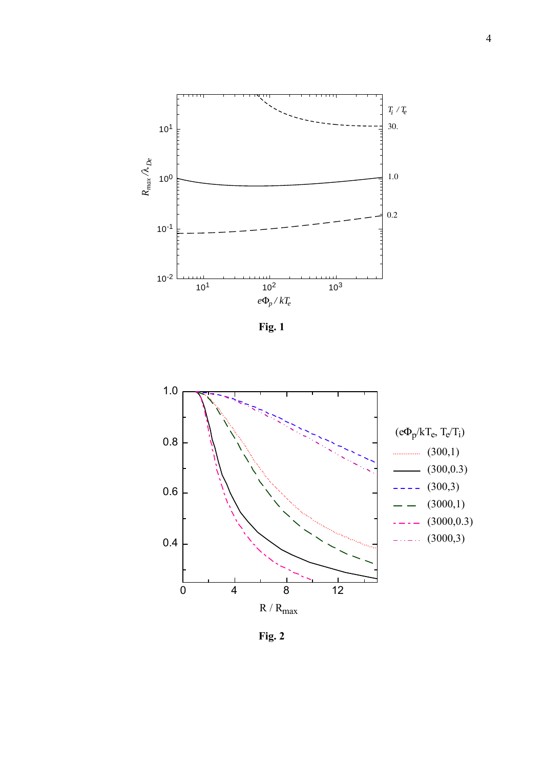$T_i / T_e$

30.

1.0

0.2

$R_{max} / \lambda_{De}$

$10^{-2}$

$10^{-1}$

$10^{0}$

$10^{1}$

$10^{1}$

$10^{2}$

$10^{3}$

$e\Phi_p / kT_e$

**Fig. 1**

1.0

0.8

0.6

0.4

0

4

8

12

R / $R_{max}$

($e\Phi_p/kT_e$, $T_e/T_i$)

(300,1)

(300,0.3)

(300,3)

(3000,1)

(3000,0.3)

(3000,3)

**Fig. 2**